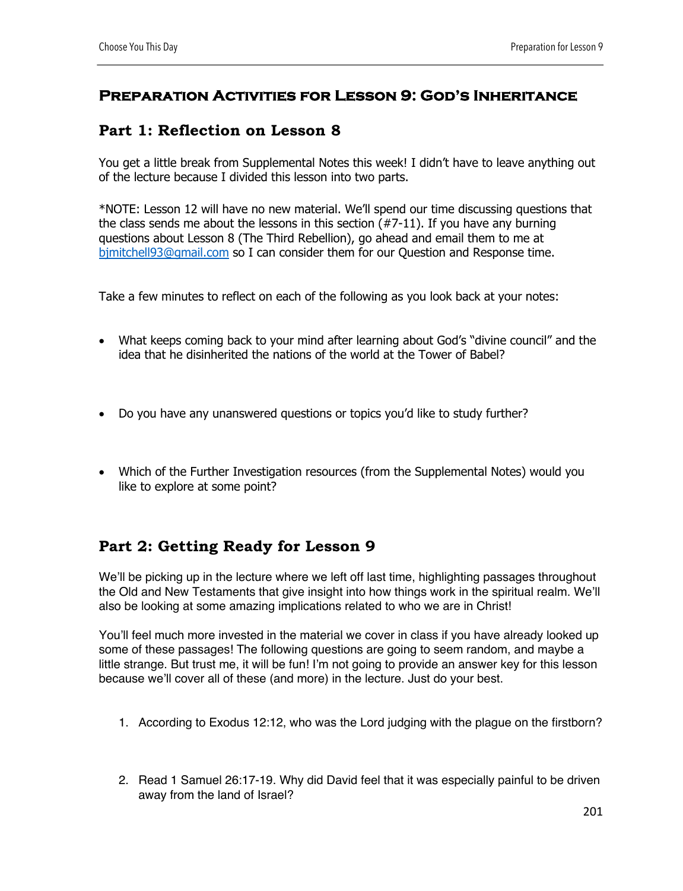# Preparation Activities for Lesson 9: God's Inheritance

## Part 1: Reflection on Lesson 8

You get a little break from Supplemental Notes this week! I didn't have to leave anything out of the lecture because I divided this lesson into two parts.

*NOTE: Lesson 12 will have no new material. We'll spend our time discussing questions that the class sends me about the lessons in this section (#7-11). If you have any burning questions about Lesson 8 (The Third Rebellion), go ahead and email them to me at bjmitchell93@gmail.com so I can consider them for our Question and Response time.

Take a few minutes to reflect on each of the following as you look back at your notes:

- What keeps coming back to your mind after learning about God's "divine council" and the idea that he disinherited the nations of the world at the Tower of Babel?

- Do you have any unanswered questions or topics you'd like to study further?

- Which of the Further Investigation resources (from the Supplemental Notes) would you like to explore at some point?

## Part 2: Getting Ready for Lesson 9

We'll be picking up in the lecture where we left off last time, highlighting passages throughout the Old and New Testaments that give insight into how things work in the spiritual realm. We'll also be looking at some amazing implications related to who we are in Christ!

You'll feel much more invested in the material we cover in class if you have already looked up some of these passages! The following questions are going to seem random, and maybe a little strange. But trust me, it will be fun! I'm not going to provide an answer key for this lesson because we'll cover all of these (and more) in the lecture. Just do your best.

1. According to Exodus 12:12, who was the Lord judging with the plague on the firstborn?

2. Read 1 Samuel 26:17-19. Why did David feel that it was especially painful to be driven away from the land of Israel?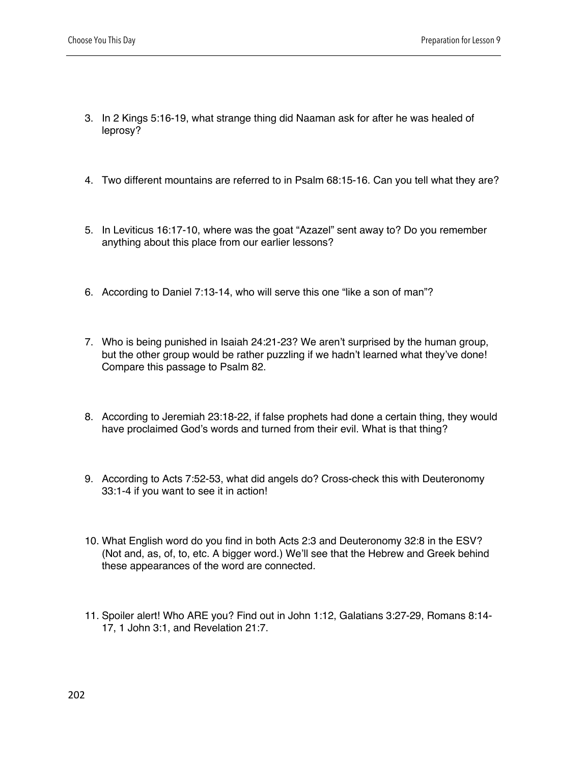3. In 2 Kings 5:16-19, what strange thing did Naaman ask for after he was healed of leprosy?

4. Two different mountains are referred to in Psalm 68:15-16. Can you tell what they are?

5. In Leviticus 16:17-10, where was the goat "Azazel" sent away to? Do you remember anything about this place from our earlier lessons?

6. According to Daniel 7:13-14, who will serve this one "like a son of man"?

7. Who is being punished in Isaiah 24:21-23? We aren't surprised by the human group, but the other group would be rather puzzling if we hadn't learned what they've done! Compare this passage to Psalm 82.

8. According to Jeremiah 23:18-22, if false prophets had done a certain thing, they would have proclaimed God's words and turned from their evil. What is that thing?

9. According to Acts 7:52-53, what did angels do? Cross-check this with Deuteronomy 33:1-4 if you want to see it in action!

10. What English word do you find in both Acts 2:3 and Deuteronomy 32:8 in the ESV? (Not and, as, of, to, etc. A bigger word.) We'll see that the Hebrew and Greek behind these appearances of the word are connected.

11. Spoiler alert! Who ARE you? Find out in John 1:12, Galatians 3:27-29, Romans 8:14-17, 1 John 3:1, and Revelation 21:7.